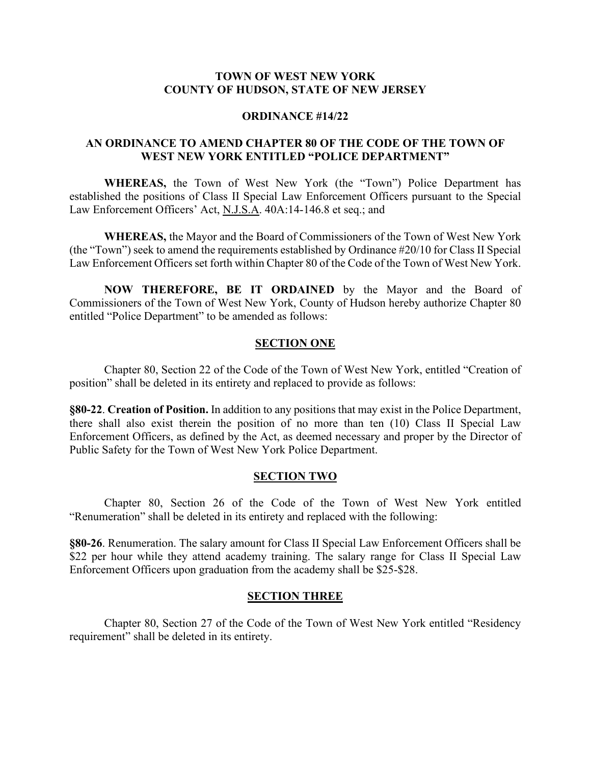**TOWN OF WEST NEW YORK**
**COUNTY OF HUDSON, STATE OF NEW JERSEY**

**ORDINANCE #14/22**

**AN ORDINANCE TO AMEND CHAPTER 80 OF THE CODE OF THE TOWN OF WEST NEW YORK ENTITLED "POLICE DEPARTMENT"**

**WHEREAS,** the Town of West New York (the "Town") Police Department has established the positions of Class II Special Law Enforcement Officers pursuant to the Special Law Enforcement Officers' Act, N.J.S.A. 40A:14-146.8 et seq.; and

**WHEREAS,** the Mayor and the Board of Commissioners of the Town of West New York (the "Town") seek to amend the requirements established by Ordinance #20/10 for Class II Special Law Enforcement Officers set forth within Chapter 80 of the Code of the Town of West New York.

**NOW THEREFORE, BE IT ORDAINED** by the Mayor and the Board of Commissioners of the Town of West New York, County of Hudson hereby authorize Chapter 80 entitled "Police Department" to be amended as follows:

**SECTION ONE**

Chapter 80, Section 22 of the Code of the Town of West New York, entitled "Creation of position" shall be deleted in its entirety and replaced to provide as follows:

**§80-22**. **Creation of Position.** In addition to any positions that may exist in the Police Department, there shall also exist therein the position of no more than ten (10) Class II Special Law Enforcement Officers, as defined by the Act, as deemed necessary and proper by the Director of Public Safety for the Town of West New York Police Department.

**SECTION TWO**

Chapter 80, Section 26 of the Code of the Town of West New York entitled "Renumeration" shall be deleted in its entirety and replaced with the following:

**§80-26**. Renumeration. The salary amount for Class II Special Law Enforcement Officers shall be $22 per hour while they attend academy training. The salary range for Class II Special Law Enforcement Officers upon graduation from the academy shall be $25-$28.

**SECTION THREE**

Chapter 80, Section 27 of the Code of the Town of West New York entitled "Residency requirement" shall be deleted in its entirety.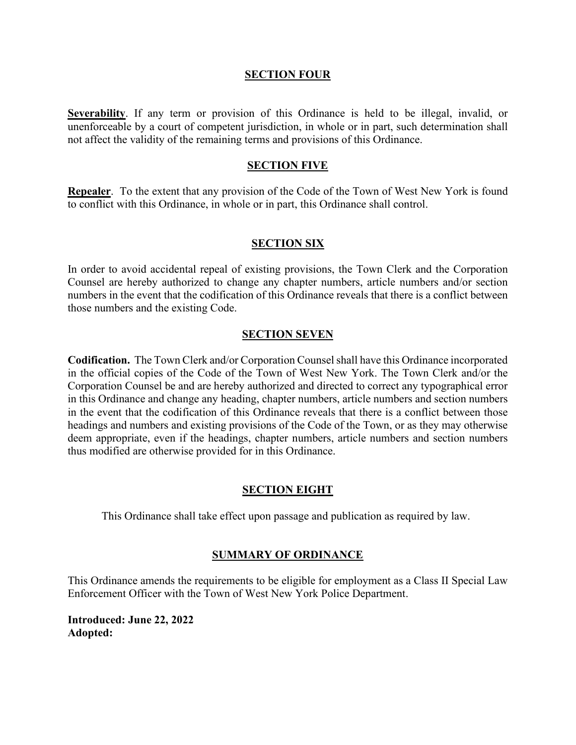## SECTION FOUR

**Severability**. If any term or provision of this Ordinance is held to be illegal, invalid, or unenforceable by a court of competent jurisdiction, in whole or in part, such determination shall not affect the validity of the remaining terms and provisions of this Ordinance.

## SECTION FIVE

**Repealer**. To the extent that any provision of the Code of the Town of West New York is found to conflict with this Ordinance, in whole or in part, this Ordinance shall control.

## SECTION SIX

In order to avoid accidental repeal of existing provisions, the Town Clerk and the Corporation Counsel are hereby authorized to change any chapter numbers, article numbers and/or section numbers in the event that the codification of this Ordinance reveals that there is a conflict between those numbers and the existing Code.

## SECTION SEVEN

**Codification.** The Town Clerk and/or Corporation Counsel shall have this Ordinance incorporated in the official copies of the Code of the Town of West New York. The Town Clerk and/or the Corporation Counsel be and are hereby authorized and directed to correct any typographical error in this Ordinance and change any heading, chapter numbers, article numbers and section numbers in the event that the codification of this Ordinance reveals that there is a conflict between those headings and numbers and existing provisions of the Code of the Town, or as they may otherwise deem appropriate, even if the headings, chapter numbers, article numbers and section numbers thus modified are otherwise provided for in this Ordinance.

## SECTION EIGHT

This Ordinance shall take effect upon passage and publication as required by law.

## SUMMARY OF ORDINANCE

This Ordinance amends the requirements to be eligible for employment as a Class II Special Law Enforcement Officer with the Town of West New York Police Department.

**Introduced: June 22, 2022**
**Adopted:**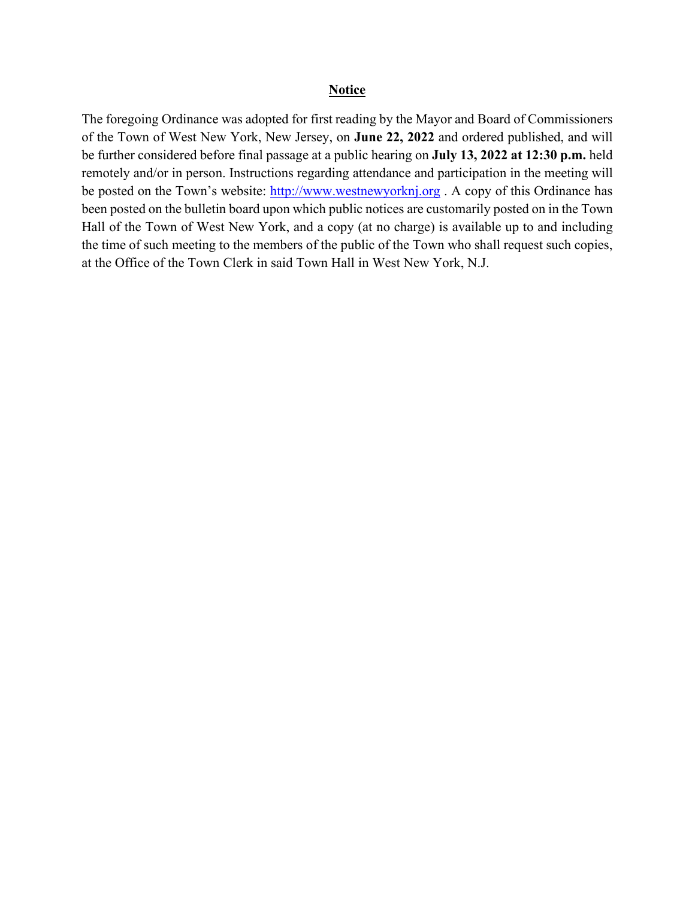## **Notice**

The foregoing Ordinance was adopted for first reading by the Mayor and Board of Commissioners of the Town of West New York, New Jersey, on **June 22, 2022** and ordered published, and will be further considered before final passage at a public hearing on **July 13, 2022 at 12:30 p.m.** held remotely and/or in person. Instructions regarding attendance and participation in the meeting will be posted on the Town's website: http://www.westnewyorknj.org . A copy of this Ordinance has been posted on the bulletin board upon which public notices are customarily posted on in the Town Hall of the Town of West New York, and a copy (at no charge) is available up to and including the time of such meeting to the members of the public of the Town who shall request such copies, at the Office of the Town Clerk in said Town Hall in West New York, N.J.